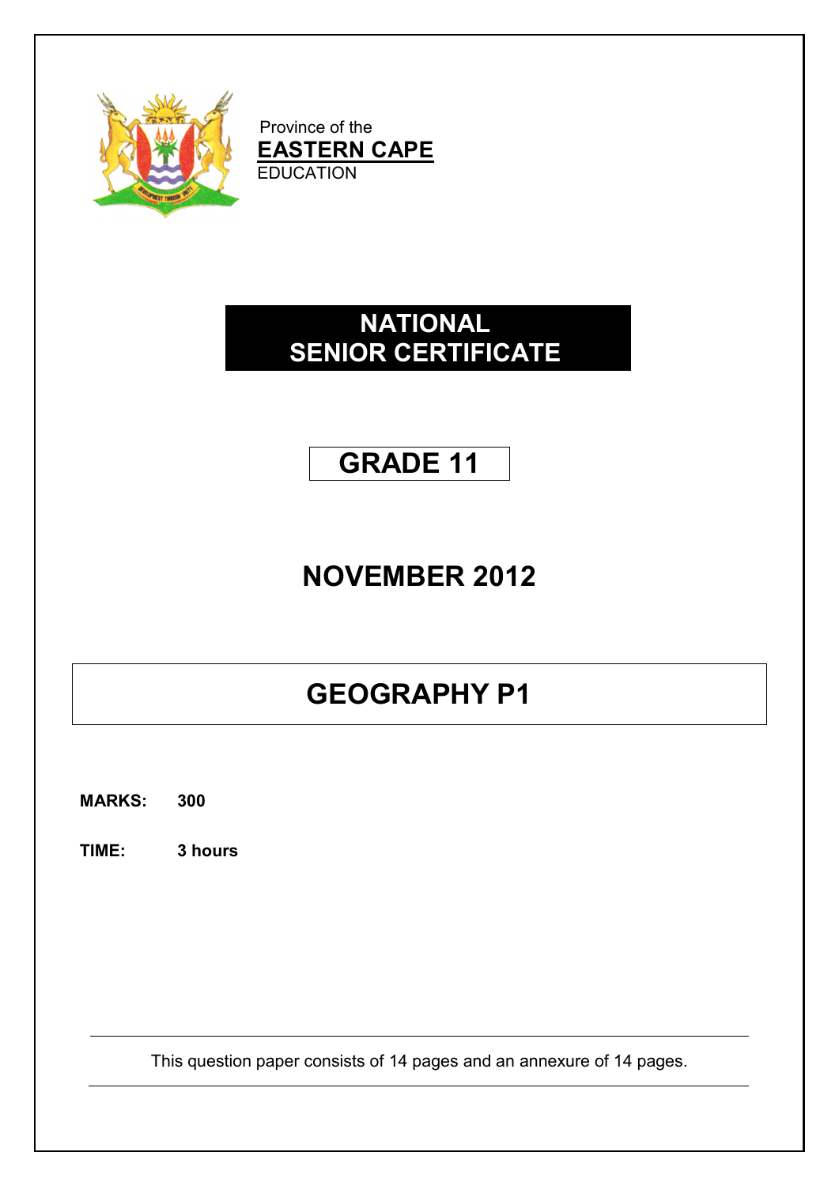Province of the
**EASTERN CAPE**
EDUCATION

# NATIONAL SENIOR CERTIFICATE

# GRADE 11

# NOVEMBER 2012

# GEOGRAPHY P1

**MARKS: 300**

**TIME: 3 hours**

This question paper consists of 14 pages and an annexure of 14 pages.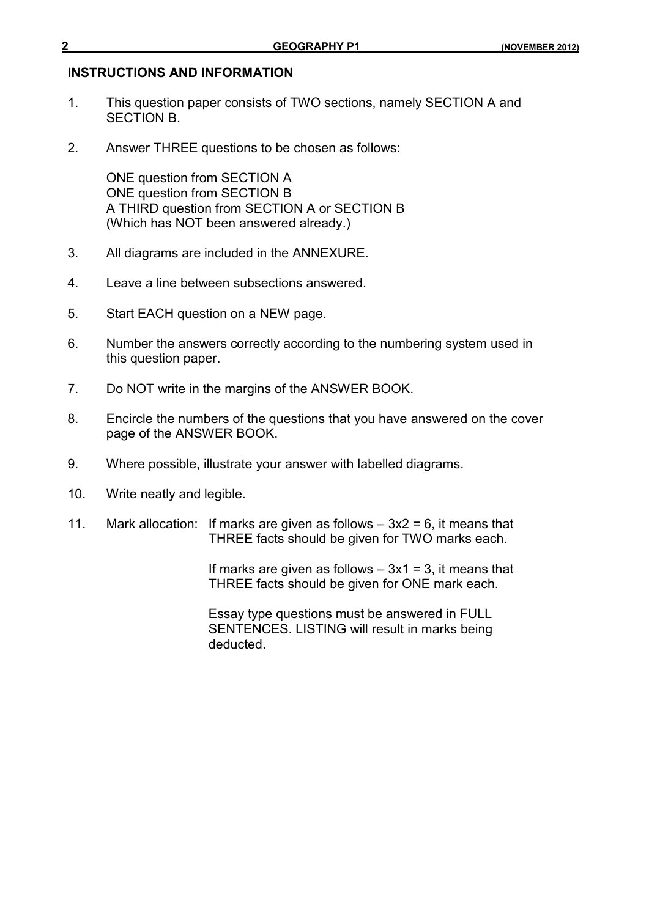## INSTRUCTIONS AND INFORMATION

1. This question paper consists of TWO sections, namely SECTION A and SECTION B.

2. Answer THREE questions to be chosen as follows:

   ONE question from SECTION A
   ONE question from SECTION B
   A THIRD question from SECTION A or SECTION B
   (Which has NOT been answered already.)

3. All diagrams are included in the ANNEXURE.

4. Leave a line between subsections answered.

5. Start EACH question on a NEW page.

6. Number the answers correctly according to the numbering system used in this question paper.

7. Do NOT write in the margins of the ANSWER BOOK.

8. Encircle the numbers of the questions that you have answered on the cover page of the ANSWER BOOK.

9. Where possible, illustrate your answer with labelled diagrams.

10. Write neatly and legible.

11. Mark allocation: If marks are given as follows – 3x2 = 6, it means that THREE facts should be given for TWO marks each.

    If marks are given as follows – 3x1 = 3, it means that THREE facts should be given for ONE mark each.

    Essay type questions must be answered in FULL SENTENCES. LISTING will result in marks being deducted.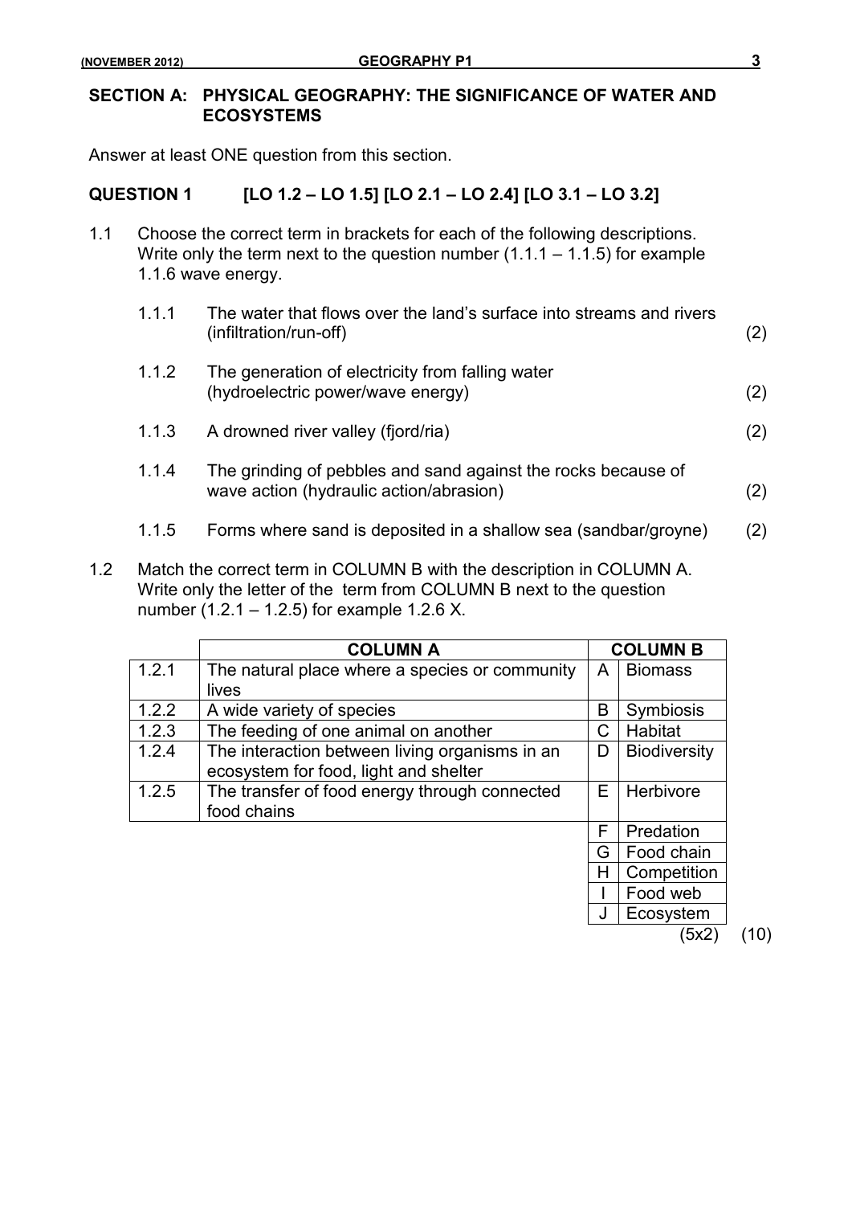## SECTION A: PHYSICAL GEOGRAPHY: THE SIGNIFICANCE OF WATER AND ECOSYSTEMS

Answer at least ONE question from this section.

### QUESTION 1 [LO 1.2 – LO 1.5] [LO 2.1 – LO 2.4] [LO 3.1 – LO 3.2]

1.1 Choose the correct term in brackets for each of the following descriptions. Write only the term next to the question number (1.1.1 – 1.1.5) for example 1.1.6 wave energy.

1.1.1 The water that flows over the land's surface into streams and rivers (infiltration/run-off) (2)

1.1.2 The generation of electricity from falling water (hydroelectric power/wave energy) (2)

1.1.3 A drowned river valley (fjord/ria) (2)

1.1.4 The grinding of pebbles and sand against the rocks because of wave action (hydraulic action/abrasion) (2)

1.1.5 Forms where sand is deposited in a shallow sea (sandbar/groyne) (2)

1.2 Match the correct term in COLUMN B with the description in COLUMN A. Write only the letter of the term from COLUMN B next to the question number (1.2.1 – 1.2.5) for example 1.2.6 X.

| | COLUMN A | | COLUMN B |
|---|---|---|---|
| 1.2.1 | The natural place where a species or community lives | A | Biomass |
| 1.2.2 | A wide variety of species | B | Symbiosis |
| 1.2.3 | The feeding of one animal on another | C | Habitat |
| 1.2.4 | The interaction between living organisms in an ecosystem for food, light and shelter | D | Biodiversity |
| 1.2.5 | The transfer of food energy through connected food chains | E | Herbivore |
| | | F | Predation |
| | | G | Food chain |
| | | H | Competition |
| | | I | Food web |
| | | J | Ecosystem |

(5x2) (10)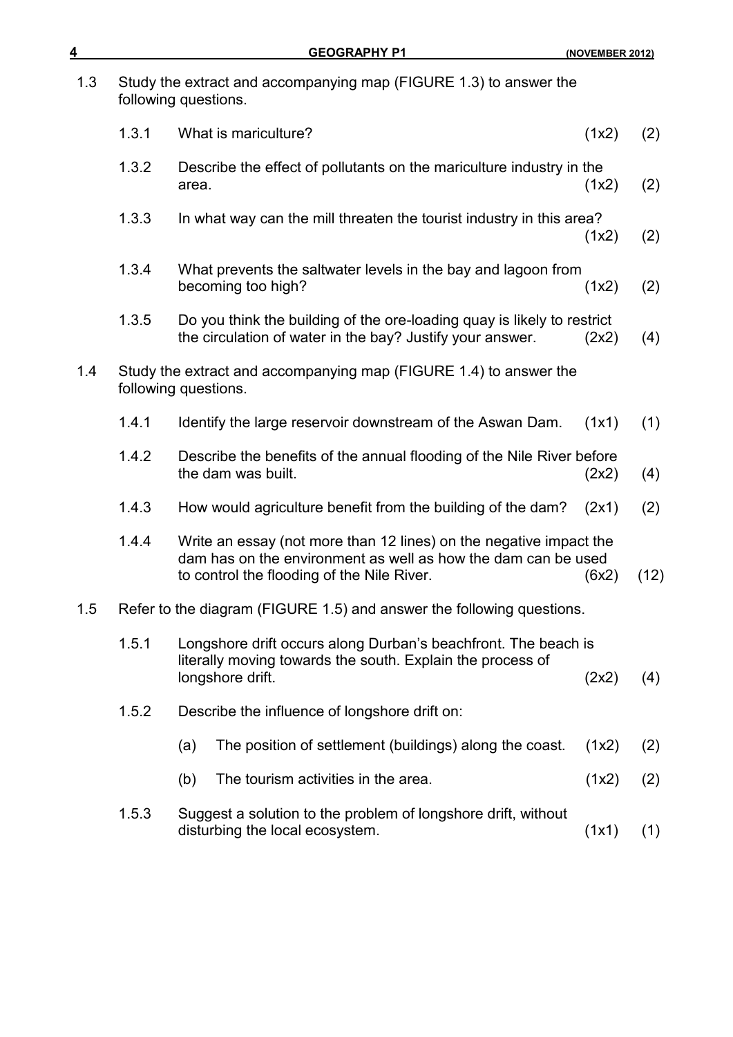1.3 Study the extract and accompanying map (FIGURE 1.3) to answer the following questions.

1.3.1 What is mariculture? (1x2) (2)

1.3.2 Describe the effect of pollutants on the mariculture industry in the area. (1x2) (2)

1.3.3 In what way can the mill threaten the tourist industry in this area? (1x2) (2)

1.3.4 What prevents the saltwater levels in the bay and lagoon from becoming too high? (1x2) (2)

1.3.5 Do you think the building of the ore-loading quay is likely to restrict the circulation of water in the bay? Justify your answer. (2x2) (4)

1.4 Study the extract and accompanying map (FIGURE 1.4) to answer the following questions.

1.4.1 Identify the large reservoir downstream of the Aswan Dam. (1x1) (1)

1.4.2 Describe the benefits of the annual flooding of the Nile River before the dam was built. (2x2) (4)

1.4.3 How would agriculture benefit from the building of the dam? (2x1) (2)

1.4.4 Write an essay (not more than 12 lines) on the negative impact the dam has on the environment as well as how the dam can be used to control the flooding of the Nile River. (6x2) (12)

1.5 Refer to the diagram (FIGURE 1.5) and answer the following questions.

1.5.1 Longshore drift occurs along Durban's beachfront. The beach is literally moving towards the south. Explain the process of longshore drift. (2x2) (4)

1.5.2 Describe the influence of longshore drift on:

(a) The position of settlement (buildings) along the coast. (1x2) (2)

(b) The tourism activities in the area. (1x2) (2)

1.5.3 Suggest a solution to the problem of longshore drift, without disturbing the local ecosystem. (1x1) (1)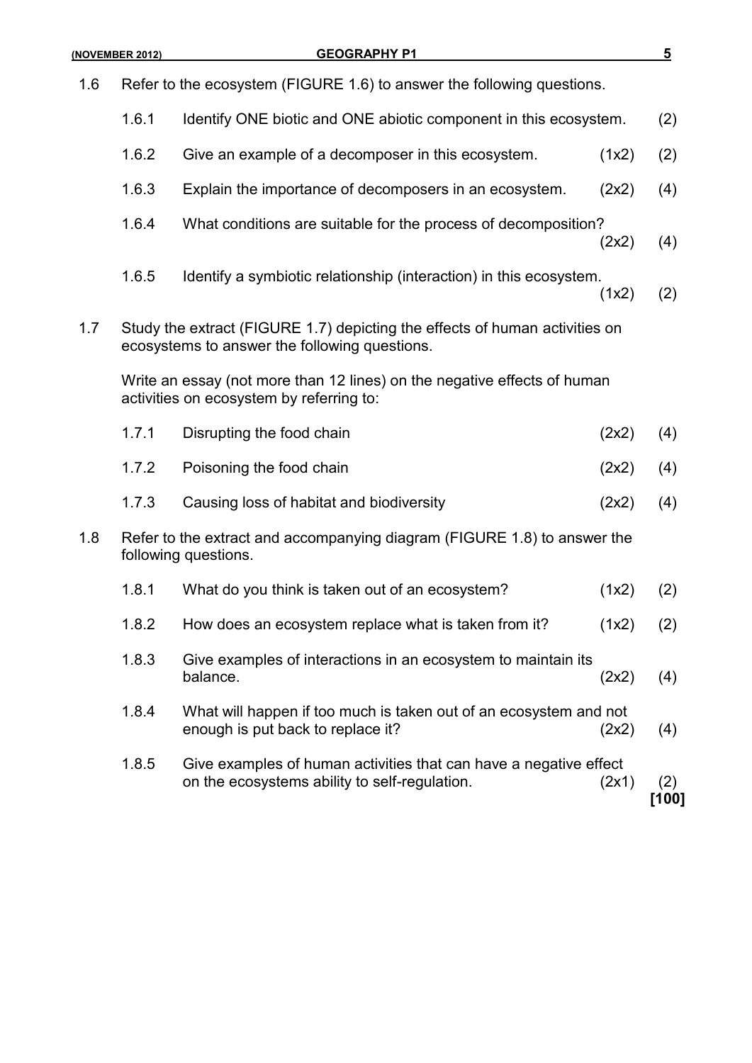1.6 Refer to the ecosystem (FIGURE 1.6) to answer the following questions.

| | | | |
|---|---|---|---|
| 1.6.1 | Identify ONE biotic and ONE abiotic component in this ecosystem. | | (2) |
| 1.6.2 | Give an example of a decomposer in this ecosystem. | (1x2) | (2) |
| 1.6.3 | Explain the importance of decomposers in an ecosystem. | (2x2) | (4) |
| 1.6.4 | What conditions are suitable for the process of decomposition? | (2x2) | (4) |
| 1.6.5 | Identify a symbiotic relationship (interaction) in this ecosystem. | (1x2) | (2) |

1.7 Study the extract (FIGURE 1.7) depicting the effects of human activities on ecosystems to answer the following questions.

Write an essay (not more than 12 lines) on the negative effects of human activities on ecosystem by referring to:

| | | | |
|---|---|---|---|
| 1.7.1 | Disrupting the food chain | (2x2) | (4) |
| 1.7.2 | Poisoning the food chain | (2x2) | (4) |
| 1.7.3 | Causing loss of habitat and biodiversity | (2x2) | (4) |

1.8 Refer to the extract and accompanying diagram (FIGURE 1.8) to answer the following questions.

| | | | |
|---|---|---|---|
| 1.8.1 | What do you think is taken out of an ecosystem? | (1x2) | (2) |
| 1.8.2 | How does an ecosystem replace what is taken from it? | (1x2) | (2) |
| 1.8.3 | Give examples of interactions in an ecosystem to maintain its balance. | (2x2) | (4) |
| 1.8.4 | What will happen if too much is taken out of an ecosystem and not enough is put back to replace it? | (2x2) | (4) |
| 1.8.5 | Give examples of human activities that can have a negative effect on the ecosystems ability to self-regulation. | (2x1) | (2) |

**[100]**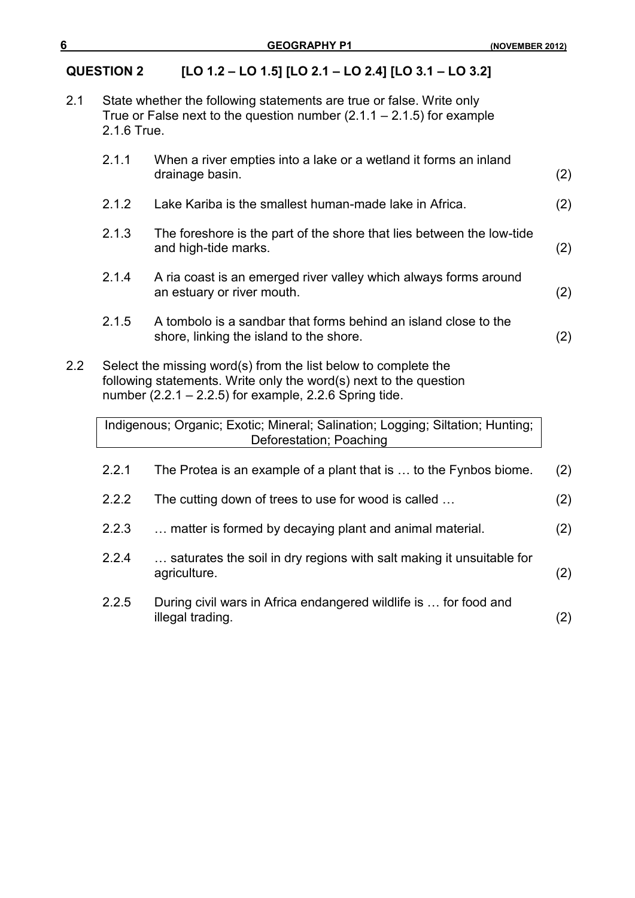## QUESTION 2 [LO 1.2 – LO 1.5] [LO 2.1 – LO 2.4] [LO 3.1 – LO 3.2]

2.1 State whether the following statements are true or false. Write only True or False next to the question number (2.1.1 – 2.1.5) for example 2.1.6 True.

2.1.1 When a river empties into a lake or a wetland it forms an inland drainage basin. (2)

2.1.2 Lake Kariba is the smallest human-made lake in Africa. (2)

2.1.3 The foreshore is the part of the shore that lies between the low-tide and high-tide marks. (2)

2.1.4 A ria coast is an emerged river valley which always forms around an estuary or river mouth. (2)

2.1.5 A tombolo is a sandbar that forms behind an island close to the shore, linking the island to the shore. (2)

2.2 Select the missing word(s) from the list below to complete the following statements. Write only the word(s) next to the question number (2.2.1 – 2.2.5) for example, 2.2.6 Spring tide.

| Indigenous; Organic; Exotic; Mineral; Salination; Logging; Siltation; Hunting; Deforestation; Poaching |
|---|

2.2.1 The Protea is an example of a plant that is … to the Fynbos biome. (2)

2.2.2 The cutting down of trees to use for wood is called … (2)

2.2.3 … matter is formed by decaying plant and animal material. (2)

2.2.4 … saturates the soil in dry regions with salt making it unsuitable for agriculture. (2)

2.2.5 During civil wars in Africa endangered wildlife is … for food and illegal trading. (2)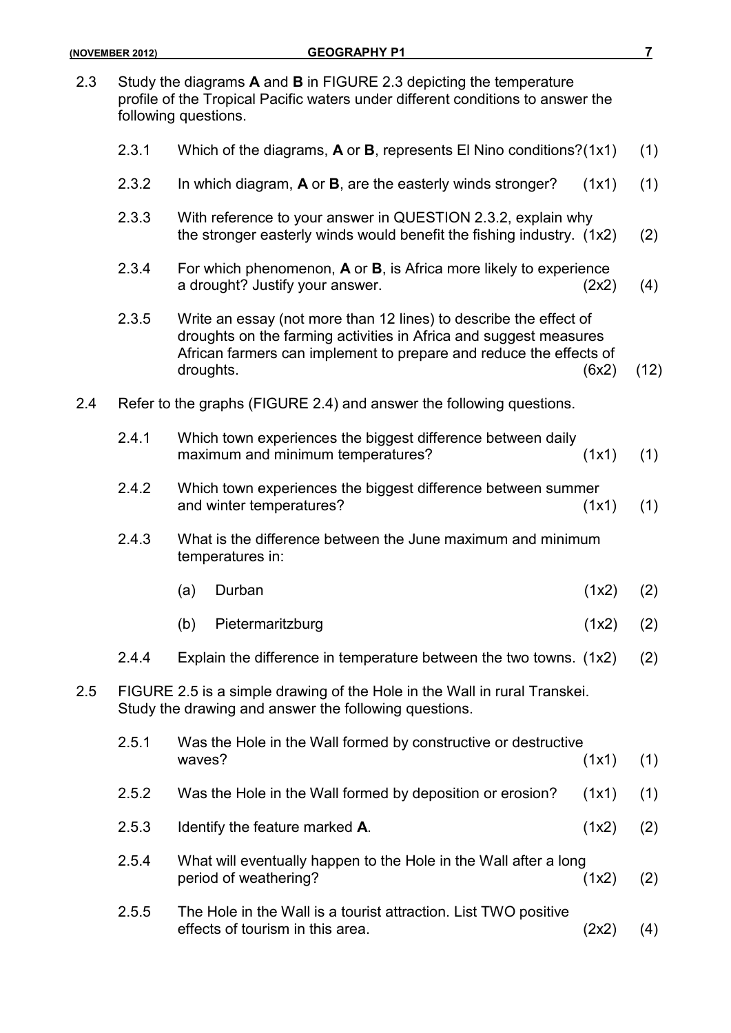2.3 Study the diagrams **A** and **B** in FIGURE 2.3 depicting the temperature profile of the Tropical Pacific waters under different conditions to answer the following questions.

2.3.1 Which of the diagrams, **A** or **B**, represents El Nino conditions? (1x1) (1)

2.3.2 In which diagram, **A** or **B**, are the easterly winds stronger? (1x1) (1)

2.3.3 With reference to your answer in QUESTION 2.3.2, explain why the stronger easterly winds would benefit the fishing industry. (1x2) (2)

2.3.4 For which phenomenon, **A** or **B**, is Africa more likely to experience a drought? Justify your answer. (2x2) (4)

2.3.5 Write an essay (not more than 12 lines) to describe the effect of droughts on the farming activities in Africa and suggest measures African farmers can implement to prepare and reduce the effects of droughts. (6x2) (12)

2.4 Refer to the graphs (FIGURE 2.4) and answer the following questions.

2.4.1 Which town experiences the biggest difference between daily maximum and minimum temperatures? (1x1) (1)

2.4.2 Which town experiences the biggest difference between summer and winter temperatures? (1x1) (1)

2.4.3 What is the difference between the June maximum and minimum temperatures in:

(a) Durban (1x2) (2)

(b) Pietermaritzburg (1x2) (2)

2.4.4 Explain the difference in temperature between the two towns. (1x2) (2)

2.5 FIGURE 2.5 is a simple drawing of the Hole in the Wall in rural Transkei. Study the drawing and answer the following questions.

2.5.1 Was the Hole in the Wall formed by constructive or destructive waves? (1x1) (1)

2.5.2 Was the Hole in the Wall formed by deposition or erosion? (1x1) (1)

2.5.3 Identify the feature marked **A**. (1x2) (2)

2.5.4 What will eventually happen to the Hole in the Wall after a long period of weathering? (1x2) (2)

2.5.5 The Hole in the Wall is a tourist attraction. List TWO positive effects of tourism in this area. (2x2) (4)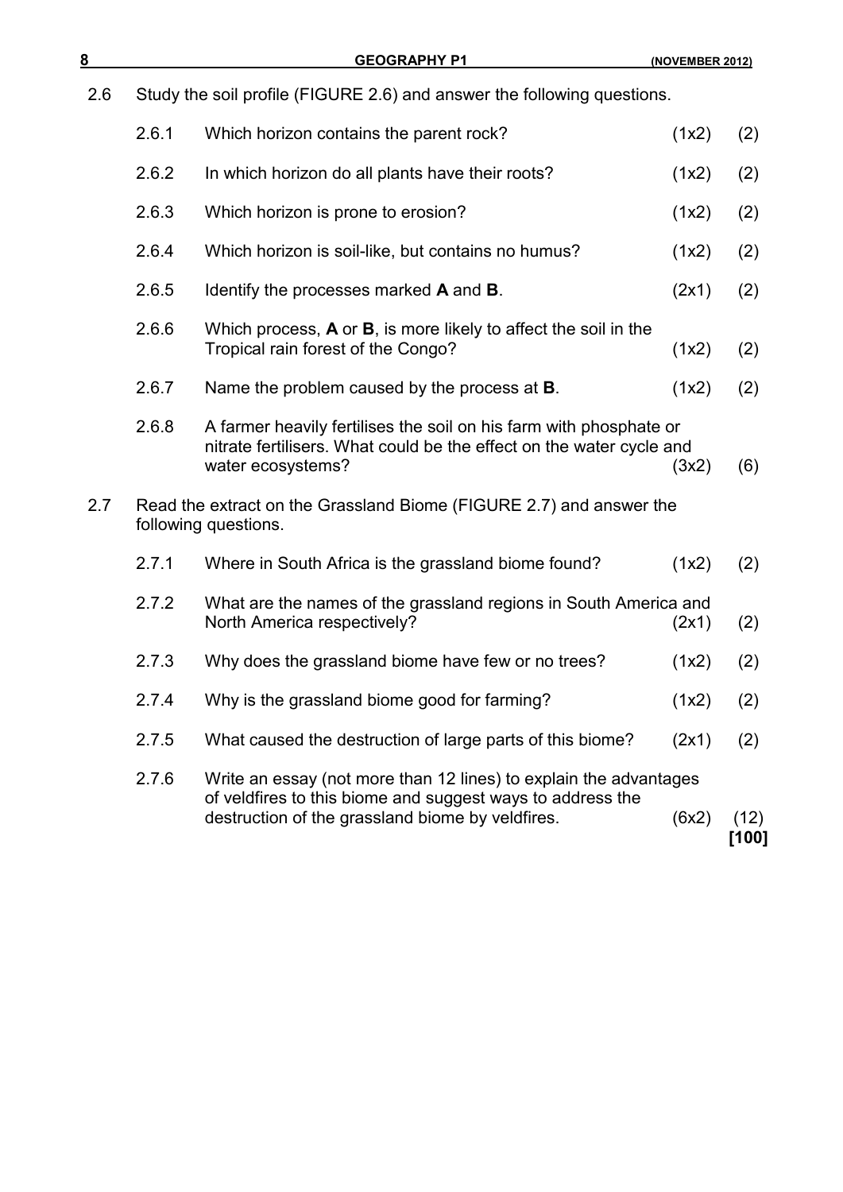2.6 Study the soil profile (FIGURE 2.6) and answer the following questions.

| | | | |
|---|---|---|---|
| 2.6.1 | Which horizon contains the parent rock? | (1x2) | (2) |
| 2.6.2 | In which horizon do all plants have their roots? | (1x2) | (2) |
| 2.6.3 | Which horizon is prone to erosion? | (1x2) | (2) |
| 2.6.4 | Which horizon is soil-like, but contains no humus? | (1x2) | (2) |
| 2.6.5 | Identify the processes marked **A** and **B**. | (2x1) | (2) |
| 2.6.6 | Which process, **A** or **B**, is more likely to affect the soil in the Tropical rain forest of the Congo? | (1x2) | (2) |
| 2.6.7 | Name the problem caused by the process at **B**. | (1x2) | (2) |
| 2.6.8 | A farmer heavily fertilises the soil on his farm with phosphate or nitrate fertilisers. What could be the effect on the water cycle and water ecosystems? | (3x2) | (6) |

2.7 Read the extract on the Grassland Biome (FIGURE 2.7) and answer the following questions.

| | | | |
|---|---|---|---|
| 2.7.1 | Where in South Africa is the grassland biome found? | (1x2) | (2) |
| 2.7.2 | What are the names of the grassland regions in South America and North America respectively? | (2x1) | (2) |
| 2.7.3 | Why does the grassland biome have few or no trees? | (1x2) | (2) |
| 2.7.4 | Why is the grassland biome good for farming? | (1x2) | (2) |
| 2.7.5 | What caused the destruction of large parts of this biome? | (2x1) | (2) |
| 2.7.6 | Write an essay (not more than 12 lines) to explain the advantages of veldfires to this biome and suggest ways to address the destruction of the grassland biome by veldfires. | (6x2) | (12) |

**[100]**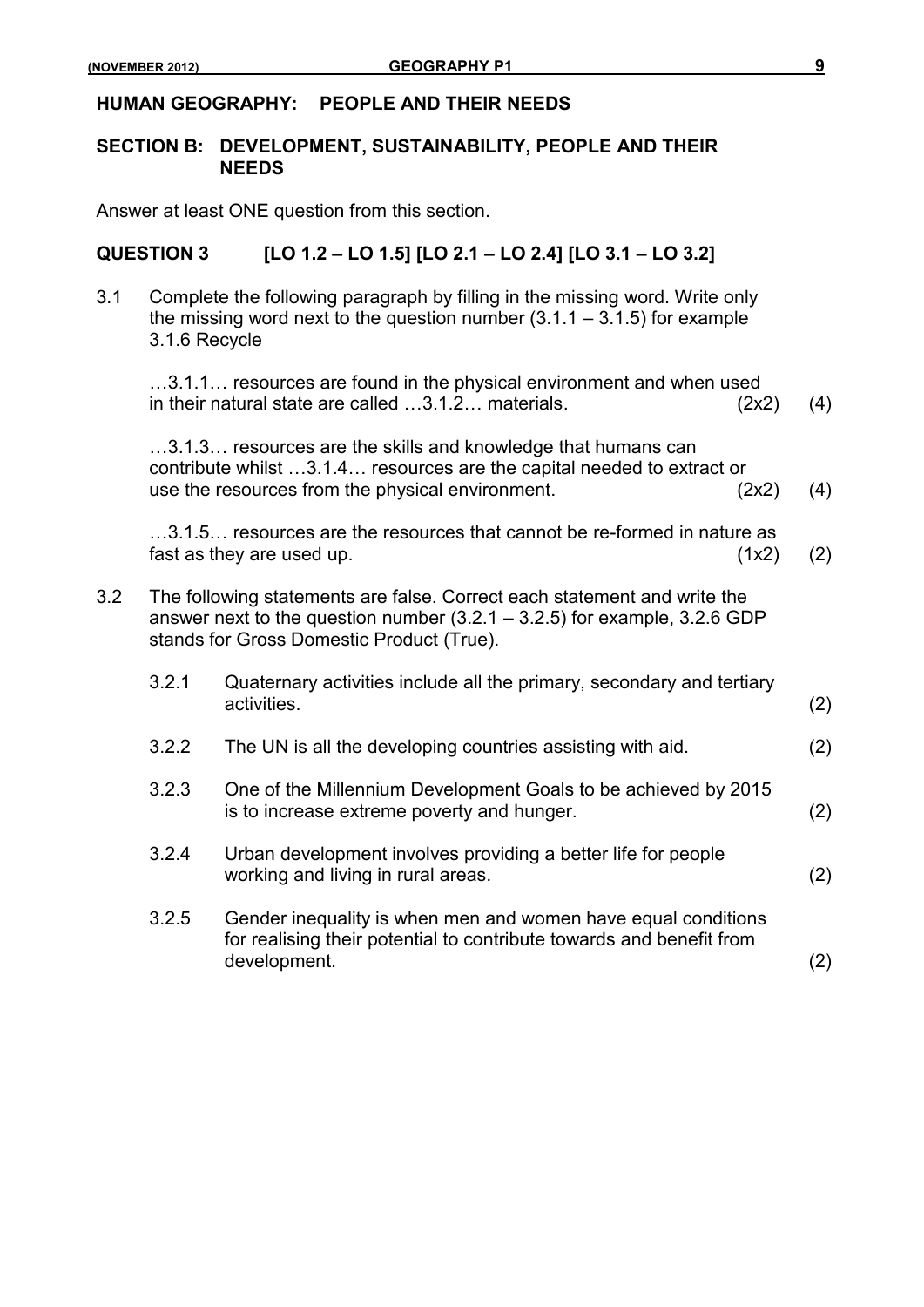## HUMAN GEOGRAPHY: PEOPLE AND THEIR NEEDS

### SECTION B: DEVELOPMENT, SUSTAINABILITY, PEOPLE AND THEIR NEEDS

Answer at least ONE question from this section.

### QUESTION 3 [LO 1.2 – LO 1.5] [LO 2.1 – LO 2.4] [LO 3.1 – LO 3.2]

3.1 Complete the following paragraph by filling in the missing word. Write only the missing word next to the question number (3.1.1 – 3.1.5) for example 3.1.6 Recycle

…3.1.1… resources are found in the physical environment and when used in their natural state are called …3.1.2… materials. (2x2) (4)

…3.1.3… resources are the skills and knowledge that humans can contribute whilst …3.1.4… resources are the capital needed to extract or use the resources from the physical environment. (2x2) (4)

…3.1.5… resources are the resources that cannot be re-formed in nature as fast as they are used up. (1x2) (2)

3.2 The following statements are false. Correct each statement and write the answer next to the question number (3.2.1 – 3.2.5) for example, 3.2.6 GDP stands for Gross Domestic Product (True).

3.2.1 Quaternary activities include all the primary, secondary and tertiary activities. (2)

3.2.2 The UN is all the developing countries assisting with aid. (2)

3.2.3 One of the Millennium Development Goals to be achieved by 2015 is to increase extreme poverty and hunger. (2)

3.2.4 Urban development involves providing a better life for people working and living in rural areas. (2)

3.2.5 Gender inequality is when men and women have equal conditions for realising their potential to contribute towards and benefit from development. (2)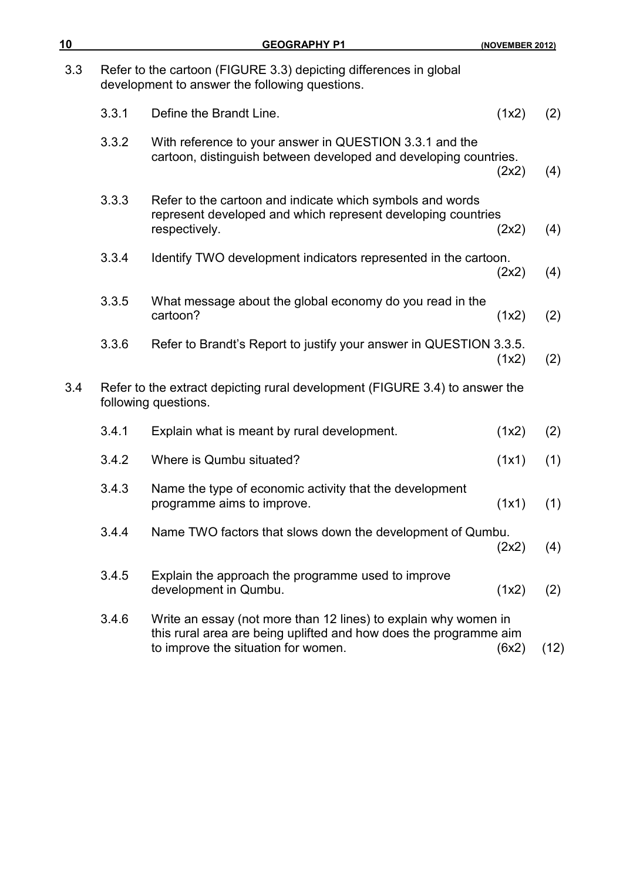3.3 Refer to the cartoon (FIGURE 3.3) depicting differences in global development to answer the following questions.

| | | | |
|---|---|---|---|
| 3.3.1 | Define the Brandt Line. | (1x2) | (2) |
| 3.3.2 | With reference to your answer in QUESTION 3.3.1 and the cartoon, distinguish between developed and developing countries. | (2x2) | (4) |
| 3.3.3 | Refer to the cartoon and indicate which symbols and words represent developed and which represent developing countries respectively. | (2x2) | (4) |
| 3.3.4 | Identify TWO development indicators represented in the cartoon. | (2x2) | (4) |
| 3.3.5 | What message about the global economy do you read in the cartoon? | (1x2) | (2) |
| 3.3.6 | Refer to Brandt's Report to justify your answer in QUESTION 3.3.5. | (1x2) | (2) |

3.4 Refer to the extract depicting rural development (FIGURE 3.4) to answer the following questions.

| | | | |
|---|---|---|---|
| 3.4.1 | Explain what is meant by rural development. | (1x2) | (2) |
| 3.4.2 | Where is Qumbu situated? | (1x1) | (1) |
| 3.4.3 | Name the type of economic activity that the development programme aims to improve. | (1x1) | (1) |
| 3.4.4 | Name TWO factors that slows down the development of Qumbu. | (2x2) | (4) |
| 3.4.5 | Explain the approach the programme used to improve development in Qumbu. | (1x2) | (2) |
| 3.4.6 | Write an essay (not more than 12 lines) to explain why women in this rural area are being uplifted and how does the programme aim to improve the situation for women. | (6x2) | (12) |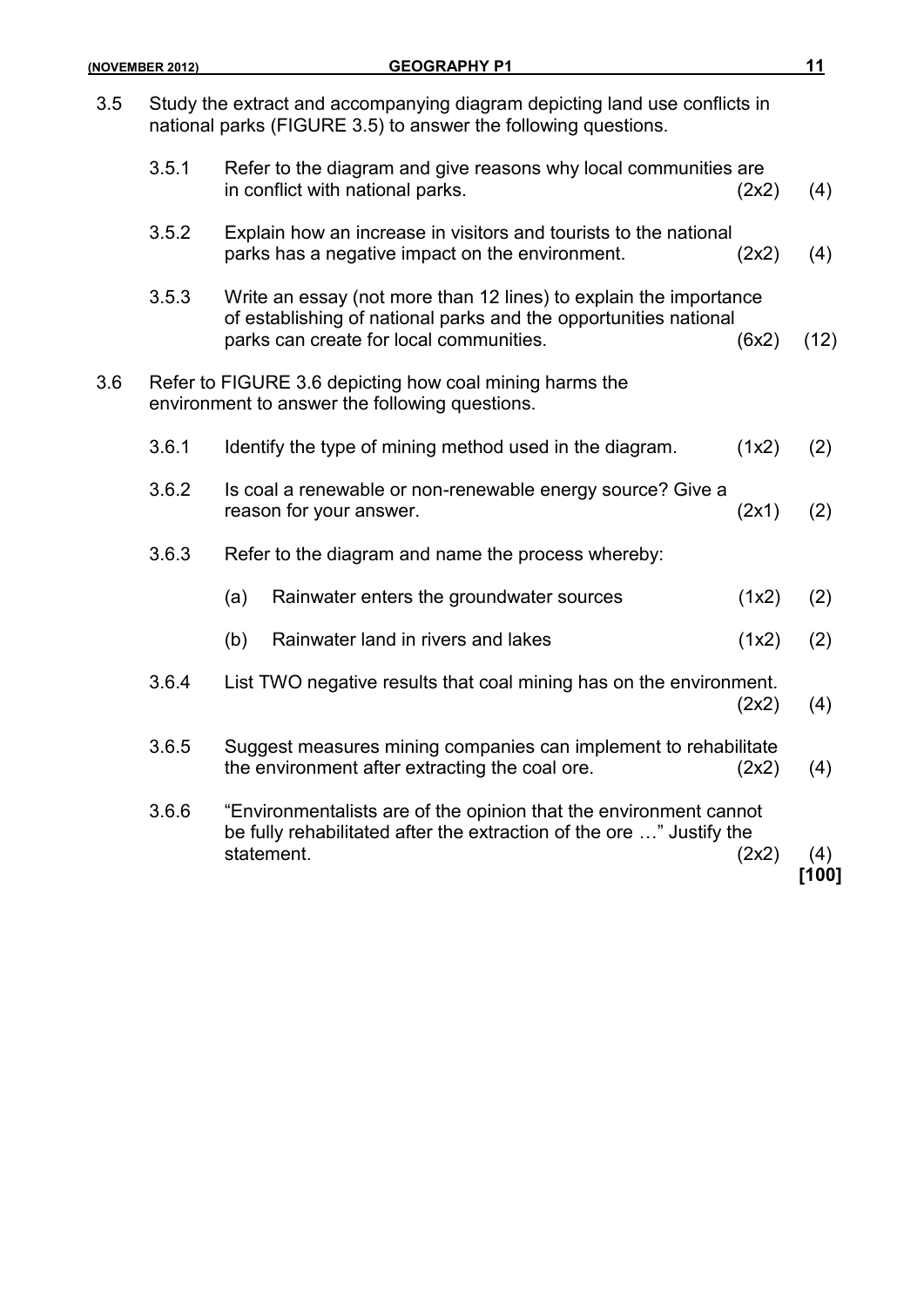3.5 Study the extract and accompanying diagram depicting land use conflicts in national parks (FIGURE 3.5) to answer the following questions.

3.5.1 Refer to the diagram and give reasons why local communities are in conflict with national parks. (2x2) (4)

3.5.2 Explain how an increase in visitors and tourists to the national parks has a negative impact on the environment. (2x2) (4)

3.5.3 Write an essay (not more than 12 lines) to explain the importance of establishing of national parks and the opportunities national parks can create for local communities. (6x2) (12)

3.6 Refer to FIGURE 3.6 depicting how coal mining harms the environment to answer the following questions.

3.6.1 Identify the type of mining method used in the diagram. (1x2) (2)

3.6.2 Is coal a renewable or non-renewable energy source? Give a reason for your answer. (2x1) (2)

3.6.3 Refer to the diagram and name the process whereby:

(a) Rainwater enters the groundwater sources (1x2) (2)

(b) Rainwater land in rivers and lakes (1x2) (2)

3.6.4 List TWO negative results that coal mining has on the environment. (2x2) (4)

3.6.5 Suggest measures mining companies can implement to rehabilitate the environment after extracting the coal ore. (2x2) (4)

3.6.6 "Environmentalists are of the opinion that the environment cannot be fully rehabilitated after the extraction of the ore …" Justify the statement. (2x2) (4)

**[100]**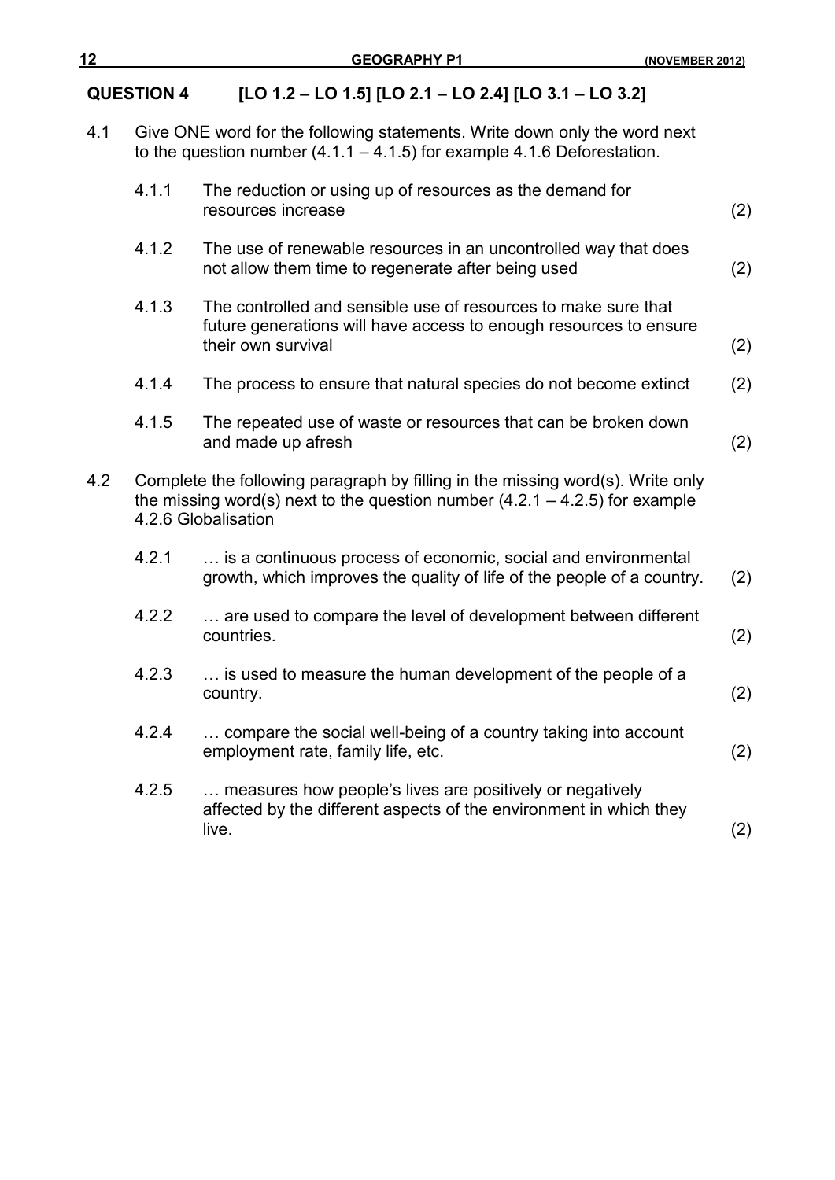## QUESTION 4 [LO 1.2 – LO 1.5] [LO 2.1 – LO 2.4] [LO 3.1 – LO 3.2]

4.1 Give ONE word for the following statements. Write down only the word next to the question number (4.1.1 – 4.1.5) for example 4.1.6 Deforestation.

4.1.1 The reduction or using up of resources as the demand for resources increase (2)

4.1.2 The use of renewable resources in an uncontrolled way that does not allow them time to regenerate after being used (2)

4.1.3 The controlled and sensible use of resources to make sure that future generations will have access to enough resources to ensure their own survival (2)

4.1.4 The process to ensure that natural species do not become extinct (2)

4.1.5 The repeated use of waste or resources that can be broken down and made up afresh (2)

4.2 Complete the following paragraph by filling in the missing word(s). Write only the missing word(s) next to the question number (4.2.1 – 4.2.5) for example 4.2.6 Globalisation

4.2.1 … is a continuous process of economic, social and environmental growth, which improves the quality of life of the people of a country. (2)

4.2.2 … are used to compare the level of development between different countries. (2)

4.2.3 … is used to measure the human development of the people of a country. (2)

4.2.4 … compare the social well-being of a country taking into account employment rate, family life, etc. (2)

4.2.5 … measures how people's lives are positively or negatively affected by the different aspects of the environment in which they live. (2)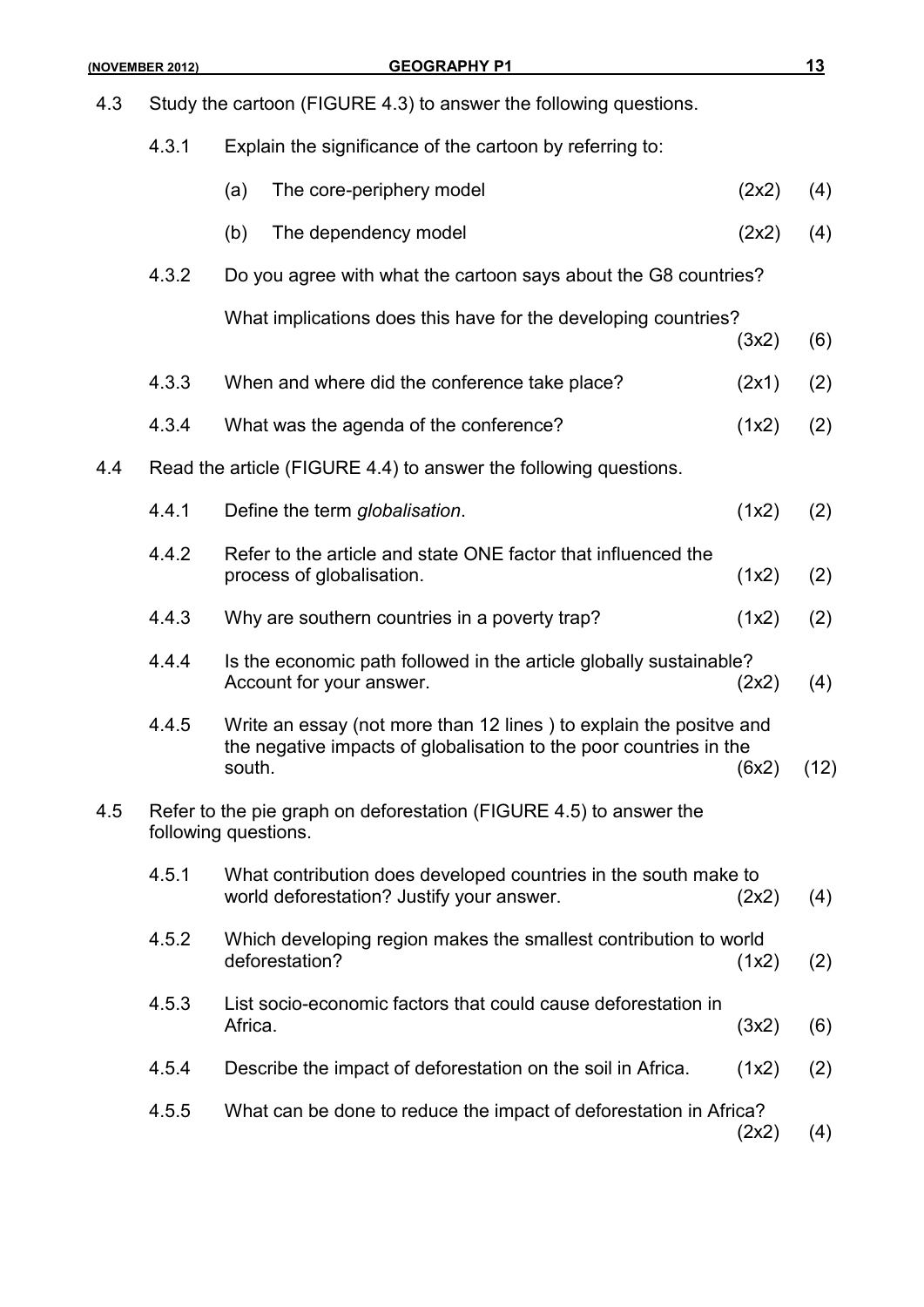4.3 Study the cartoon (FIGURE 4.3) to answer the following questions.

4.3.1 Explain the significance of the cartoon by referring to:

(a) The core-periphery model (2x2) (4)

(b) The dependency model (2x2) (4)

4.3.2 Do you agree with what the cartoon says about the G8 countries?

What implications does this have for the developing countries? (3x2) (6)

4.3.3 When and where did the conference take place? (2x1) (2)

4.3.4 What was the agenda of the conference? (1x2) (2)

4.4 Read the article (FIGURE 4.4) to answer the following questions.

4.4.1 Define the term *globalisation*. (1x2) (2)

4.4.2 Refer to the article and state ONE factor that influenced the process of globalisation. (1x2) (2)

4.4.3 Why are southern countries in a poverty trap? (1x2) (2)

4.4.4 Is the economic path followed in the article globally sustainable? Account for your answer. (2x2) (4)

4.4.5 Write an essay (not more than 12 lines ) to explain the positve and the negative impacts of globalisation to the poor countries in the south. (6x2) (12)

4.5 Refer to the pie graph on deforestation (FIGURE 4.5) to answer the following questions.

4.5.1 What contribution does developed countries in the south make to world deforestation? Justify your answer. (2x2) (4)

4.5.2 Which developing region makes the smallest contribution to world deforestation? (1x2) (2)

4.5.3 List socio-economic factors that could cause deforestation in Africa. (3x2) (6)

4.5.4 Describe the impact of deforestation on the soil in Africa. (1x2) (2)

4.5.5 What can be done to reduce the impact of deforestation in Africa? (2x2) (4)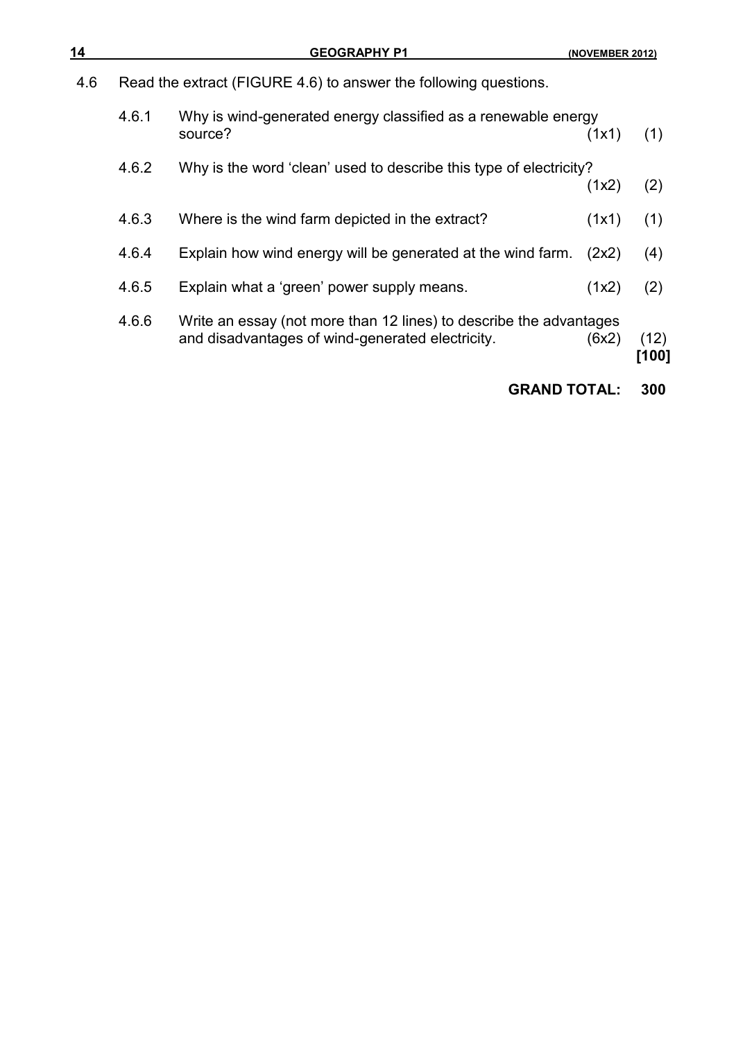4.6 Read the extract (FIGURE 4.6) to answer the following questions.

| | | | |
|---|---|---|---|
| 4.6.1 | Why is wind-generated energy classified as a renewable energy source? | (1x1) | (1) |
| 4.6.2 | Why is the word 'clean' used to describe this type of electricity? | (1x2) | (2) |
| 4.6.3 | Where is the wind farm depicted in the extract? | (1x1) | (1) |
| 4.6.4 | Explain how wind energy will be generated at the wind farm. | (2x2) | (4) |
| 4.6.5 | Explain what a 'green' power supply means. | (1x2) | (2) |
| 4.6.6 | Write an essay (not more than 12 lines) to describe the advantages and disadvantages of wind-generated electricity. | (6x2) | (12) **[100]** |

**GRAND TOTAL: 300**